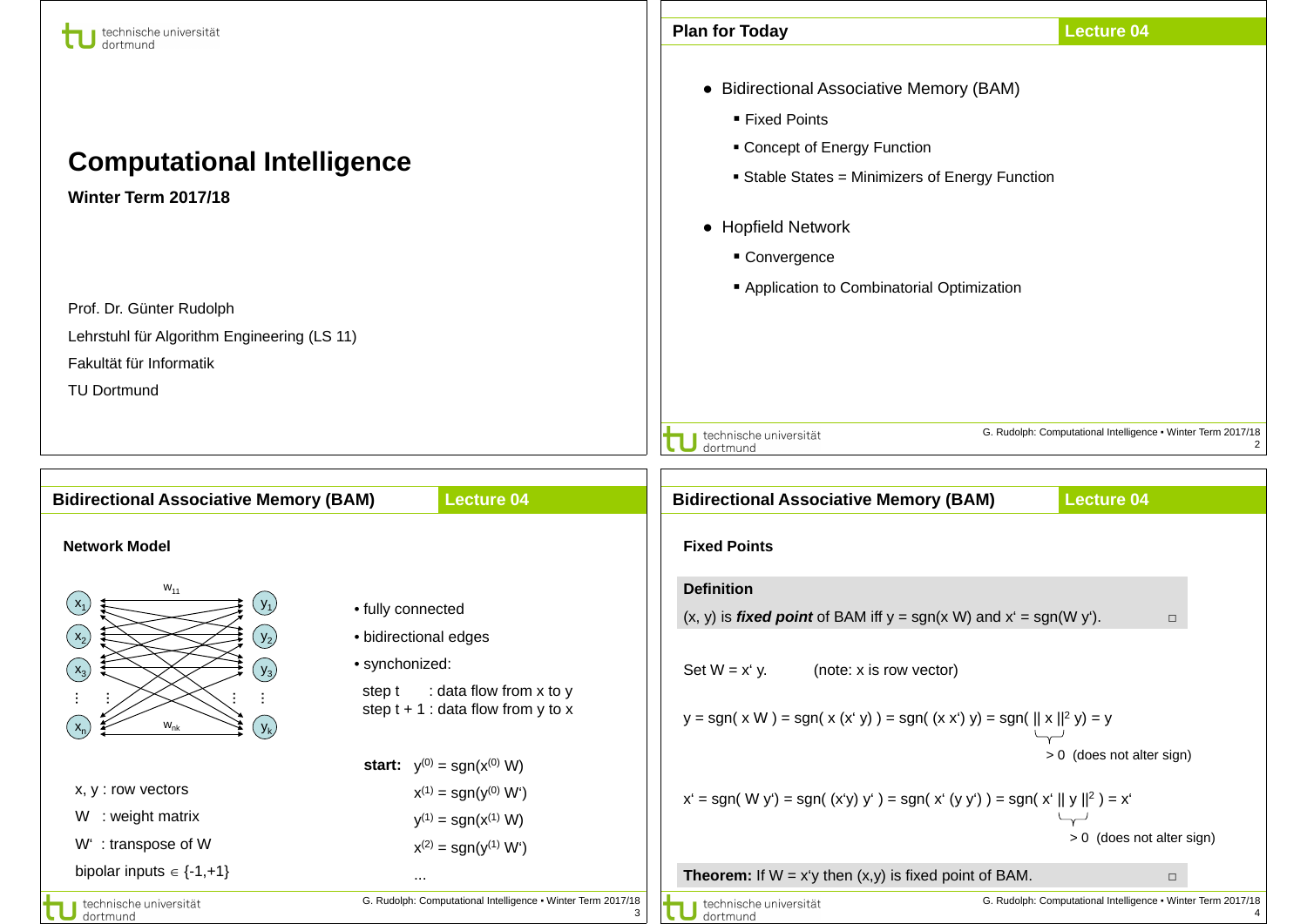# Computational Intelligence

**Winter Term 2017/18**

Prof. Dr. Günter Rudolph

Lehrstuhl für Algorithm Engineering (LS 11)

Fakultät für Informatik

TU Dortmund

## Plan for Today

- Bidirectional Associative Memory (BAM)
  - Fixed Points
  - Concept of Energy Function
  - Stable States = Minimizers of Energy Function
- Hopfield Network
  - Convergence
  - Application to Combinatorial Optimization

## Bidirectional Associative Memory (BAM)

### Network Model

Nodes $x_1, x_2, x_3, \ldots, x_n$ connected to nodes $y_1, y_2, y_3, \ldots, y_k$ with weights $w_{11}, \ldots, w_{nk}$.

- fully connected
- bidirectional edges
- synchonized:

  step t : data flow from x to y
  step t + 1 : data flow from y to x

x, y : row vectors

W : weight matrix

W' : transpose of W

bipolar inputs $\in \{-1,+1\}$

**start:** $y^{(0)} = \text{sgn}(x^{(0)} W)$

$x^{(1)} = \text{sgn}(y^{(0)} W')$

$y^{(1)} = \text{sgn}(x^{(1)} W)$

$x^{(2)} = \text{sgn}(y^{(1)} W')$

...

## Bidirectional Associative Memory (BAM)

### Fixed Points

**Definition**

(x, y) is ***fixed point*** of BAM iff $y = \text{sgn}(x W)$ and $x' = \text{sgn}(W y')$. □

Set $W = x' y$. (note: x is row vector)

$y = \text{sgn}( x W ) = \text{sgn}( x (x' y) ) = \text{sgn}( (x x') y) = \text{sgn}( \| x \|^2 y) = y$

$\| x \|^2 > 0$ (does not alter sign)

$x' = \text{sgn}( W y') = \text{sgn}( (x'y) y' ) = \text{sgn}( x' (y y') ) = \text{sgn}( x' \| y \|^2 ) = x'$

$\| y \|^2 > 0$ (does not alter sign)

**Theorem:** If $W = x'y$ then (x,y) is fixed point of BAM. □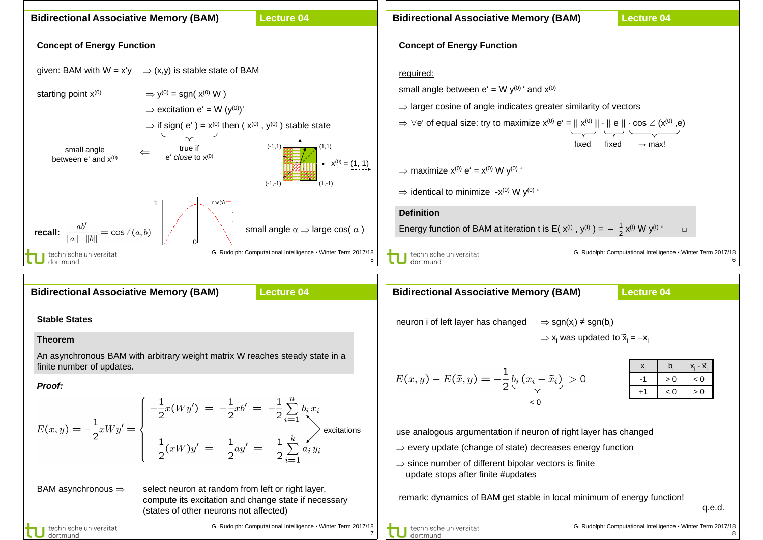## Bidirectional Associative Memory (BAM) — Lecture 04

### Concept of Energy Function

<u>given:</u> BAM with W = x'y $\Rightarrow$ (x,y) is stable state of BAM

starting point $x^{(0)}$ $\Rightarrow y^{(0)} = \text{sgn}(x^{(0)} W)$

$\Rightarrow$ excitation $e' = W (y^{(0)})'$

$\Rightarrow$ if $\text{sgn}(e') = x^{(0)}$ then $(x^{(0)}, y^{(0)})$ stable state

small angle between e' and $x^{(0)}$ $\Leftarrow$ true if e' *close* to $x^{(0)}$

(-1,1) (1,1) $x^{(0)} = (1, 1)$ (-1,-1) (1,-1)

**recall:** $\dfrac{ab'}{\|a\| \cdot \|b\|} = \cos \angle(a, b)$

small angle $\alpha \Rightarrow$ large $\cos(\alpha)$

---

## Bidirectional Associative Memory (BAM) — Lecture 04

### Concept of Energy Function

<u>required:</u>

small angle between $e' = W y^{(0)}{}'$ and $x^{(0)}$

$\Rightarrow$ larger cosine of angle indicates greater similarity of vectors

$\Rightarrow \forall e'$ of equal size: try to maximize $x^{(0)} e' = \underbrace{\| x^{(0)} \|}_{\text{fixed}} \cdot \underbrace{\| e \|}_{\text{fixed}} \cdot \underbrace{\cos \angle (x^{(0)}, e)}_{\to \max!}$

$\Rightarrow$ maximize $x^{(0)} e' = x^{(0)} W y^{(0)}{}'$

$\Rightarrow$ identical to minimize $-x^{(0)} W y^{(0)}{}'$

**Definition**

Energy function of BAM at iteration t is $E(x^{(t)}, y^{(t)}) = -\frac{1}{2} x^{(t)} W y^{(t)}{}'$ □

---

## Bidirectional Associative Memory (BAM) — Lecture 04

### Stable States

**Theorem**

An asynchronous BAM with arbitrary weight matrix W reaches steady state in a finite number of updates.

***Proof:***

$$E(x,y) = -\frac{1}{2} x W y' = \begin{cases} -\frac{1}{2} x (W y') = -\frac{1}{2} x b' = -\frac{1}{2} \sum_{i=1}^{n} b_i x_i \\ -\frac{1}{2} (xW) y' = -\frac{1}{2} a y' = -\frac{1}{2} \sum_{i=1}^{k} a_i y_i \end{cases}$$

(excitations)

BAM asynchronous $\Rightarrow$ select neuron at random from left or right layer, compute its excitation and change state if necessary (states of other neurons not affected)

---

## Bidirectional Associative Memory (BAM) — Lecture 04

neuron i of left layer has changed $\Rightarrow \text{sgn}(x_i) \neq \text{sgn}(b_i)$

$\Rightarrow x_i$ was updated to $\tilde{x}_i = -x_i$

$$E(x,y) - E(\tilde{x}, y) = -\frac{1}{2} \underbrace{b_i (x_i - \tilde{x}_i)}_{<0} > 0$$

| $x_i$ | $b_i$ | $x_i - \tilde{x}_i$ |
|---|---|---|
| -1 | > 0 | < 0 |
| +1 | < 0 | > 0 |

use analogous argumentation if neuron of right layer has changed

$\Rightarrow$ every update (change of state) decreases energy function

$\Rightarrow$ since number of different bipolar vectors is finite update stops after finite #updates

remark: dynamics of BAM get stable in local minimum of energy function!

q.e.d.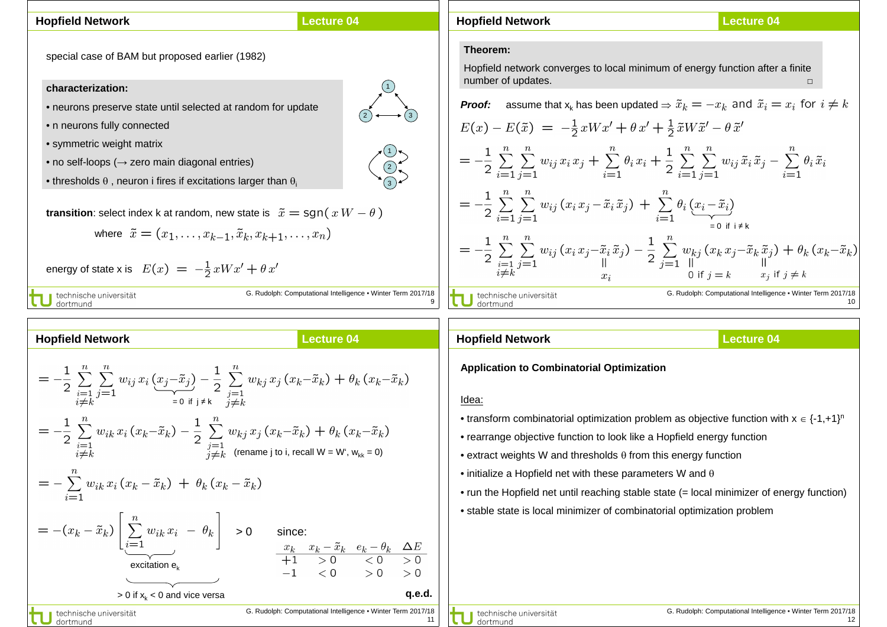## Hopfield Network — Lecture 04

special case of BAM but proposed earlier (1982)

**characterization:**

- neurons preserve state until selected at random for update
- n neurons fully connected
- symmetric weight matrix
- no self-loops (→ zero main diagonal entries)
- thresholds $\theta$ , neuron i fires if excitations larger than $\theta_i$

**transition**: select index k at random, new state is $\tilde{x} = \text{sgn}(\, x\, W - \theta\, )$

where $\tilde{x} = (x_1, \ldots, x_{k-1}, \tilde{x}_k, x_{k+1}, \ldots, x_n)$

energy of state x is $E(x) \;=\; -\frac{1}{2}\, x W x' + \theta\, x'$

## Hopfield Network — Lecture 04

**Theorem:**

Hopfield network converges to local minimum of energy function after a finite number of updates. □

***Proof:*** assume that $x_k$ has been updated $\Rightarrow \tilde{x}_k = -x_k$ and $\tilde{x}_i = x_i$ for $i \neq k$

$$E(x) - E(\tilde{x}) \;=\; -\frac{1}{2}\, x W x' + \theta\, x' + \frac{1}{2}\, \tilde{x} W \tilde{x}' - \theta\, \tilde{x}'$$

$$= -\frac{1}{2}\sum_{i=1}^{n}\sum_{j=1}^{n} w_{ij}\, x_i\, x_j + \sum_{i=1}^{n} \theta_i\, x_i + \frac{1}{2}\sum_{i=1}^{n}\sum_{j=1}^{n} w_{ij}\, \tilde{x}_i\, \tilde{x}_j - \sum_{i=1}^{n} \theta_i\, \tilde{x}_i$$

$$= -\frac{1}{2}\sum_{i=1}^{n}\sum_{j=1}^{n} w_{ij}\,(x_i\, x_j - \tilde{x}_i\, \tilde{x}_j) + \sum_{i=1}^{n} \theta_i\, \underbrace{(x_i - \tilde{x}_i)}_{=0 \text{ if } i \neq k}$$

$$= -\frac{1}{2}\sum_{\substack{i=1\\ i\neq k}}^{n}\sum_{j=1}^{n} w_{ij}\,(x_i\, x_j - \underbrace{\tilde{x}_i}_{= x_i}\, \tilde{x}_j) - \frac{1}{2}\sum_{j=1}^{n} \underbrace{w_{kj}}_{= 0 \text{ if } j = k}\,(x_k\, x_j - \tilde{x}_k\, \underbrace{\tilde{x}_j}_{= x_j \text{ if } j \neq k}) + \theta_k\,(x_k - \tilde{x}_k)$$

## Hopfield Network — Lecture 04

$$= -\frac{1}{2}\sum_{\substack{i=1\\ i\neq k}}^{n}\sum_{j=1}^{n} w_{ij}\, x_i\, \underbrace{(x_j - \tilde{x}_j)}_{=0 \text{ if } j \neq k} - \frac{1}{2}\sum_{\substack{j=1\\ j\neq k}}^{n} w_{kj}\, x_j\,(x_k - \tilde{x}_k) + \theta_k\,(x_k - \tilde{x}_k)$$

$$= -\frac{1}{2}\sum_{\substack{i=1\\ i\neq k}}^{n} w_{ik}\, x_i\,(x_k - \tilde{x}_k) - \frac{1}{2}\sum_{\substack{j=1\\ j\neq k}}^{n} w_{kj}\, x_j\,(x_k - \tilde{x}_k) + \theta_k\,(x_k - \tilde{x}_k)$$

(rename j to i, recall W = W', $w_{kk}$ = 0)

$$= -\sum_{i=1}^{n} w_{ik}\, x_i\,(x_k - \tilde{x}_k) \;+\; \theta_k\,(x_k - \tilde{x}_k)$$

$$= \underbrace{-(x_k - \tilde{x}_k)\left[\,\underbrace{\sum_{i=1}^{n} w_{ik}\, x_i}_{\text{excitation } e_k} \;-\; \theta_k\right]}_{> 0 \text{ if } x_k < 0 \text{ and vice versa}} \; > 0$$

since:

| $x_k$ | $x_k - \tilde{x}_k$ | $e_k - \theta_k$ | $\Delta E$ |
|---|---|---|---|
| +1 | > 0 | < 0 | > 0 |
| −1 | < 0 | > 0 | > 0 |

**q.e.d.**

## Hopfield Network — Lecture 04

**Application to Combinatorial Optimization**

Idea:

- transform combinatorial optimization problem as objective function with $x \in \{-1,+1\}^n$
- rearrange objective function to look like a Hopfield energy function
- extract weights W and thresholds $\theta$ from this energy function
- initialize a Hopfield net with these parameters W and $\theta$
- run the Hopfield net until reaching stable state (= local minimizer of energy function)
- stable state is local minimizer of combinatorial optimization problem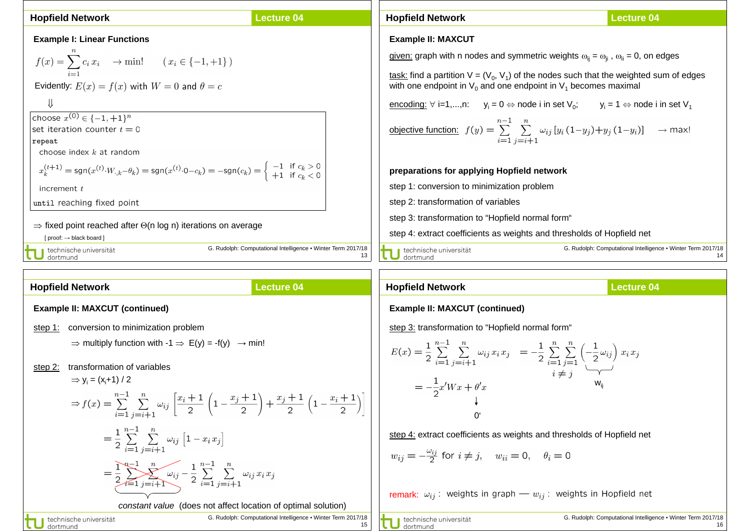## Hopfield Network — Lecture 04

### Example I: Linear Functions

$$f(x) = \sum_{i=1}^{n} c_i\, x_i \quad \rightarrow \min! \qquad (\, x_i \in \{-1, +1\}\,)$$

Evidently: $E(x) = f(x)$ with $W = 0$ and $\theta = c$

$\Downarrow$

```
choose x^(0) ∈ {-1,+1}^n
set iteration counter t = 0
repeat
  choose index k at random
  x_k^(t+1) = sgn(x^(t)·W_{.,k} − θ_k) = sgn(x^(t)·0 − c_k) = −sgn(c_k) = { −1 if c_k > 0 ; +1 if c_k < 0 }
  increment t
until reaching fixed point
```

$$x_k^{(t+1)} = \text{sgn}(x^{(t)} \cdot W_{\cdot,k} - \theta_k) = \text{sgn}(x^{(t)} \cdot 0 - c_k) = -\text{sgn}(c_k) = \begin{cases} -1 & \text{if } c_k > 0 \\ +1 & \text{if } c_k < 0 \end{cases}$$

$\Rightarrow$ fixed point reached after $\Theta(n \log n)$ iterations on average

[ proof: → black board ]

## Hopfield Network — Lecture 04

### Example II: MAXCUT

given: graph with n nodes and symmetric weights $\omega_{ij} = \omega_{ji}$ , $\omega_{ii} = 0$, on edges

task: find a partition $V = (V_0, V_1)$ of the nodes such that the weighted sum of edges with one endpoint in $V_0$ and one endpoint in $V_1$ becomes maximal

encoding: $\forall$ i=1,...,n: $y_i = 0 \Leftrightarrow$ node i in set $V_0$; $y_i = 1 \Leftrightarrow$ node i in set $V_1$

objective function: $f(y) = \sum_{i=1}^{n-1} \sum_{j=i+1}^{n} \omega_{ij}\, [y_i\,(1-y_j) + y_j\,(1-y_i)] \quad \rightarrow \max!$

**preparations for applying Hopfield network**

step 1: conversion to minimization problem

step 2: transformation of variables

step 3: transformation to "Hopfield normal form"

step 4: extract coefficients as weights and thresholds of Hopfield net

## Hopfield Network — Lecture 04

### Example II: MAXCUT (continued)

step 1: conversion to minimization problem

$\Rightarrow$ multiply function with -1 $\Rightarrow$ E(y) = -f(y) $\rightarrow$ min!

step 2: transformation of variables

$\Rightarrow y_i = (x_i+1) / 2$

$$\Rightarrow f(x) = \sum_{i=1}^{n-1} \sum_{j=i+1}^{n} \omega_{ij} \left[ \frac{x_i+1}{2} \left(1 - \frac{x_j+1}{2}\right) + \frac{x_j+1}{2} \left(1 - \frac{x_i+1}{2}\right) \right]$$

$$= \frac{1}{2} \sum_{i=1}^{n-1} \sum_{j=i+1}^{n} \omega_{ij} \left[ 1 - x_i\, x_j \right]$$

$$= \frac{1}{2} \sum_{i=1}^{n-1} \sum_{j=i+1}^{n} \omega_{ij} - \frac{1}{2} \sum_{i=1}^{n-1} \sum_{j=i+1}^{n} \omega_{ij}\, x_i\, x_j$$

(first term crossed out) *constant value* (does not affect location of optimal solution)

## Hopfield Network — Lecture 04

### Example II: MAXCUT (continued)

step 3: transformation to "Hopfield normal form"

$$E(x) = \frac{1}{2} \sum_{i=1}^{n-1} \sum_{j=i+1}^{n} \omega_{ij}\, x_i\, x_j = -\frac{1}{2} \sum_{\substack{i=1 \\ i \neq j}}^{n} \sum_{j=1}^{n} \underbrace{\left( -\frac{1}{2}\,\omega_{ij} \right)}_{w_{ij}} x_i\, x_j$$

$$= -\frac{1}{2} x' W x + \underbrace{\theta' x}_{0'}$$

step 4: extract coefficients as weights and thresholds of Hopfield net

$$w_{ij} = -\frac{\omega_{ij}}{2} \text{ for } i \neq j, \quad w_{ii} = 0, \quad \theta_i = 0$$

remark: $\omega_{ij}$ : weights in graph — $w_{ij}$ : weights in Hopfield net